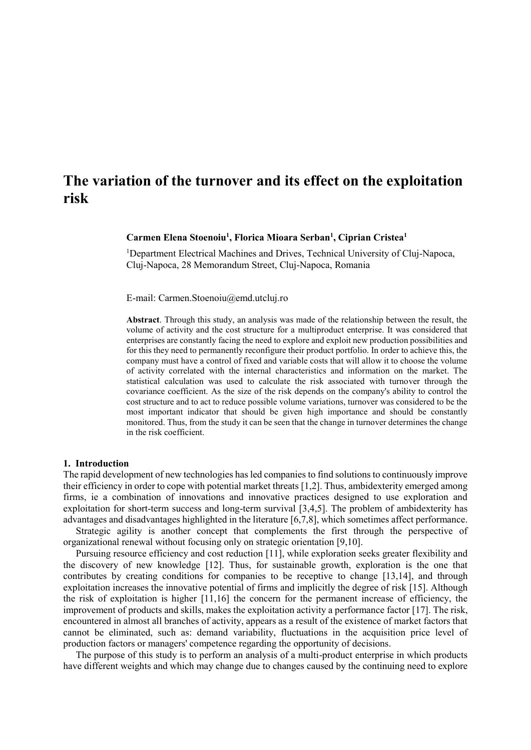# The variation of the turnover and its effect on the exploitation risk

**Carmen Elena Stoenoiu[1], Florica Mioara Serban[1], Ciprian Cristea[1]**

[1]Department Electrical Machines and Drives, Technical University of Cluj-Napoca, Cluj-Napoca, 28 Memorandum Street, Cluj-Napoca, Romania

E-mail: Carmen.Stoenoiu@emd.utcluj.ro

**Abstract**. Through this study, an analysis was made of the relationship between the result, the volume of activity and the cost structure for a multiproduct enterprise. It was considered that enterprises are constantly facing the need to explore and exploit new production possibilities and for this they need to permanently reconfigure their product portfolio. In order to achieve this, the company must have a control of fixed and variable costs that will allow it to choose the volume of activity correlated with the internal characteristics and information on the market. The statistical calculation was used to calculate the risk associated with turnover through the covariance coefficient. As the size of the risk depends on the company's ability to control the cost structure and to act to reduce possible volume variations, turnover was considered to be the most important indicator that should be given high importance and should be constantly monitored. Thus, from the study it can be seen that the change in turnover determines the change in the risk coefficient.

## 1. Introduction

The rapid development of new technologies has led companies to find solutions to continuously improve their efficiency in order to cope with potential market threats [1,2]. Thus, ambidexterity emerged among firms, ie a combination of innovations and innovative practices designed to use exploration and exploitation for short-term success and long-term survival [3,4,5]. The problem of ambidexterity has advantages and disadvantages highlighted in the literature [6,7,8], which sometimes affect performance.

Strategic agility is another concept that complements the first through the perspective of organizational renewal without focusing only on strategic orientation [9,10].

Pursuing resource efficiency and cost reduction [11], while exploration seeks greater flexibility and the discovery of new knowledge [12]. Thus, for sustainable growth, exploration is the one that contributes by creating conditions for companies to be receptive to change [13,14], and through exploitation increases the innovative potential of firms and implicitly the degree of risk [15]. Although the risk of exploitation is higher [11,16] the concern for the permanent increase of efficiency, the improvement of products and skills, makes the exploitation activity a performance factor [17]. The risk, encountered in almost all branches of activity, appears as a result of the existence of market factors that cannot be eliminated, such as: demand variability, fluctuations in the acquisition price level of production factors or managers' competence regarding the opportunity of decisions.

The purpose of this study is to perform an analysis of a multi-product enterprise in which products have different weights and which may change due to changes caused by the continuing need to explore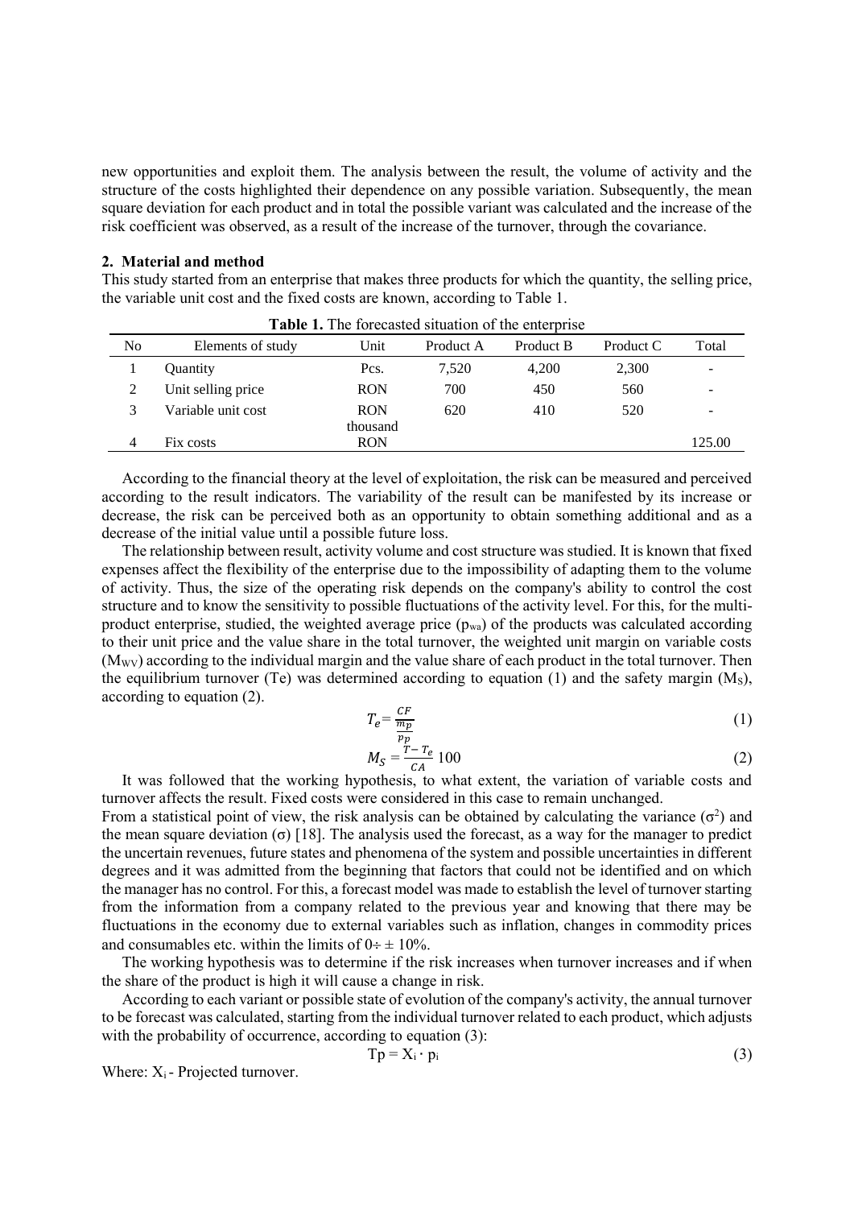new opportunities and exploit them. The analysis between the result, the volume of activity and the structure of the costs highlighted their dependence on any possible variation. Subsequently, the mean square deviation for each product and in total the possible variant was calculated and the increase of the risk coefficient was observed, as a result of the increase of the turnover, through the covariance.

## 2. Material and method

This study started from an enterprise that makes three products for which the quantity, the selling price, the variable unit cost and the fixed costs are known, according to Table 1.

**Table 1.** The forecasted situation of the enterprise

| No | Elements of study | Unit | Product A | Product B | Product C | Total |
|---|---|---|---|---|---|---|
| 1 | Quantity | Pcs. | 7,520 | 4,200 | 2,300 | - |
| 2 | Unit selling price | RON | 700 | 450 | 560 | - |
| 3 | Variable unit cost | RON | 620 | 410 | 520 | - |
| 4 | Fix costs | thousand RON | | | | 125.00 |

According to the financial theory at the level of exploitation, the risk can be measured and perceived according to the result indicators. The variability of the result can be manifested by its increase or decrease, the risk can be perceived both as an opportunity to obtain something additional and as a decrease of the initial value until a possible future loss.

The relationship between result, activity volume and cost structure was studied. It is known that fixed expenses affect the flexibility of the enterprise due to the impossibility of adapting them to the volume of activity. Thus, the size of the operating risk depends on the company's ability to control the cost structure and to know the sensitivity to possible fluctuations of the activity level. For this, for the multi-product enterprise, studied, the weighted average price ($p_{wa}$) of the products was calculated according to their unit price and the value share in the total turnover, the weighted unit margin on variable costs ($M_{WV}$) according to the individual margin and the value share of each product in the total turnover. Then the equilibrium turnover (Te) was determined according to equation (1) and the safety margin ($M_S$), according to equation (2).

$$T_e = \frac{CF}{\frac{m_p}{p_p}} \tag{1}$$

$$M_S = \frac{T - T_e}{CA} 100 \tag{2}$$

It was followed that the working hypothesis, to what extent, the variation of variable costs and turnover affects the result. Fixed costs were considered in this case to remain unchanged.

From a statistical point of view, the risk analysis can be obtained by calculating the variance ($\sigma^2$) and the mean square deviation ($\sigma$) [18]. The analysis used the forecast, as a way for the manager to predict the uncertain revenues, future states and phenomena of the system and possible uncertainties in different degrees and it was admitted from the beginning that factors that could not be identified and on which the manager has no control. For this, a forecast model was made to establish the level of turnover starting from the information from a company related to the previous year and knowing that there may be fluctuations in the economy due to external variables such as inflation, changes in commodity prices and consumables etc. within the limits of $0 \div \pm 10\%$.

The working hypothesis was to determine if the risk increases when turnover increases and if when the share of the product is high it will cause a change in risk.

According to each variant or possible state of evolution of the company's activity, the annual turnover to be forecast was calculated, starting from the individual turnover related to each product, which adjusts with the probability of occurrence, according to equation (3):

$$Tp = X_i \cdot p_i \tag{3}$$

Where: $X_i$ - Projected turnover.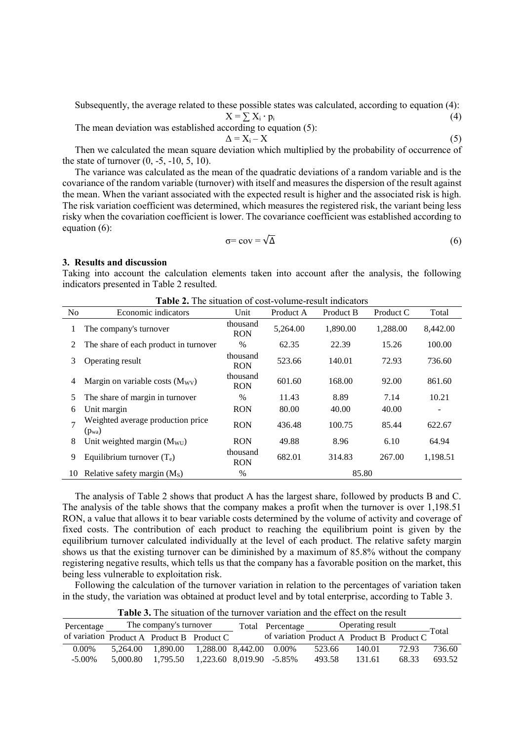Subsequently, the average related to these possible states was calculated, according to equation (4):

$$X = \sum X_i \cdot p_i \tag{4}$$

The mean deviation was established according to equation (5):

$$\Delta = X_i - X \tag{5}$$

Then we calculated the mean square deviation which multiplied by the probability of occurrence of the state of turnover (0, -5, -10, 5, 10).

The variance was calculated as the mean of the quadratic deviations of a random variable and is the covariance of the random variable (turnover) with itself and measures the dispersion of the result against the mean. When the variant associated with the expected result is higher and the associated risk is high. The risk variation coefficient was determined, which measures the registered risk, the variant being less risky when the covariation coefficient is lower. The covariance coefficient was established according to equation (6):

$$\sigma = \text{cov} = \sqrt{\Delta} \tag{6}$$

## 3. Results and discussion

Taking into account the calculation elements taken into account after the analysis, the following indicators presented in Table 2 resulted.

**Table 2.** The situation of cost-volume-result indicators

| No | Economic indicators | Unit | Product A | Product B | Product C | Total |
|---|---|---|---|---|---|---|
| 1 | The company's turnover | thousand RON | 5,264.00 | 1,890.00 | 1,288.00 | 8,442.00 |
| 2 | The share of each product in turnover | % | 62.35 | 22.39 | 15.26 | 100.00 |
| 3 | Operating result | thousand RON | 523.66 | 140.01 | 72.93 | 736.60 |
| 4 | Margin on variable costs ($M_{WV}$) | thousand RON | 601.60 | 168.00 | 92.00 | 861.60 |
| 5 | The share of margin in turnover | % | 11.43 | 8.89 | 7.14 | 10.21 |
| 6 | Unit margin | RON | 80.00 | 40.00 | 40.00 | - |
| 7 | Weighted average production price ($p_{wa}$) | RON | 436.48 | 100.75 | 85.44 | 622.67 |
| 8 | Unit weighted margin ($M_{WU}$) | RON | 49.88 | 8.96 | 6.10 | 64.94 |
| 9 | Equilibrium turnover ($T_e$) | thousand RON | 682.01 | 314.83 | 267.00 | 1,198.51 |
| 10 | Relative safety margin ($M_S$) | % | | | 85.80 | | |

The analysis of Table 2 shows that product A has the largest share, followed by products B and C. The analysis of the table shows that the company makes a profit when the turnover is over 1,198.51 RON, a value that allows it to bear variable costs determined by the volume of activity and coverage of fixed costs. The contribution of each product to reaching the equilibrium point is given by the equilibrium turnover calculated individually at the level of each product. The relative safety margin shows us that the existing turnover can be diminished by a maximum of 85.8% without the company registering negative results, which tells us that the company has a favorable position on the market, this being less vulnerable to exploitation risk.

Following the calculation of the turnover variation in relation to the percentages of variation taken in the study, the variation was obtained at product level and by total enterprise, according to Table 3.

**Table 3.** The situation of the turnover variation and the effect on the result

| Percentage of variation | The company's turnover | | | Total | Percentage of variation | Operating result | | | Total |
|---|---|---|---|---|---|---|---|---|---|
| | Product A | Product B | Product C | | | Product A | Product B | Product C | |
| 0.00% | 5,264.00 | 1,890.00 | 1,288.00 | 8,442.00 | 0.00% | 523.66 | 140.01 | 72.93 | 736.60 |
| -5.00% | 5,000.80 | 1,795.50 | 1,223.60 | 8,019.90 | -5.85% | 493.58 | 131.61 | 68.33 | 693.52 |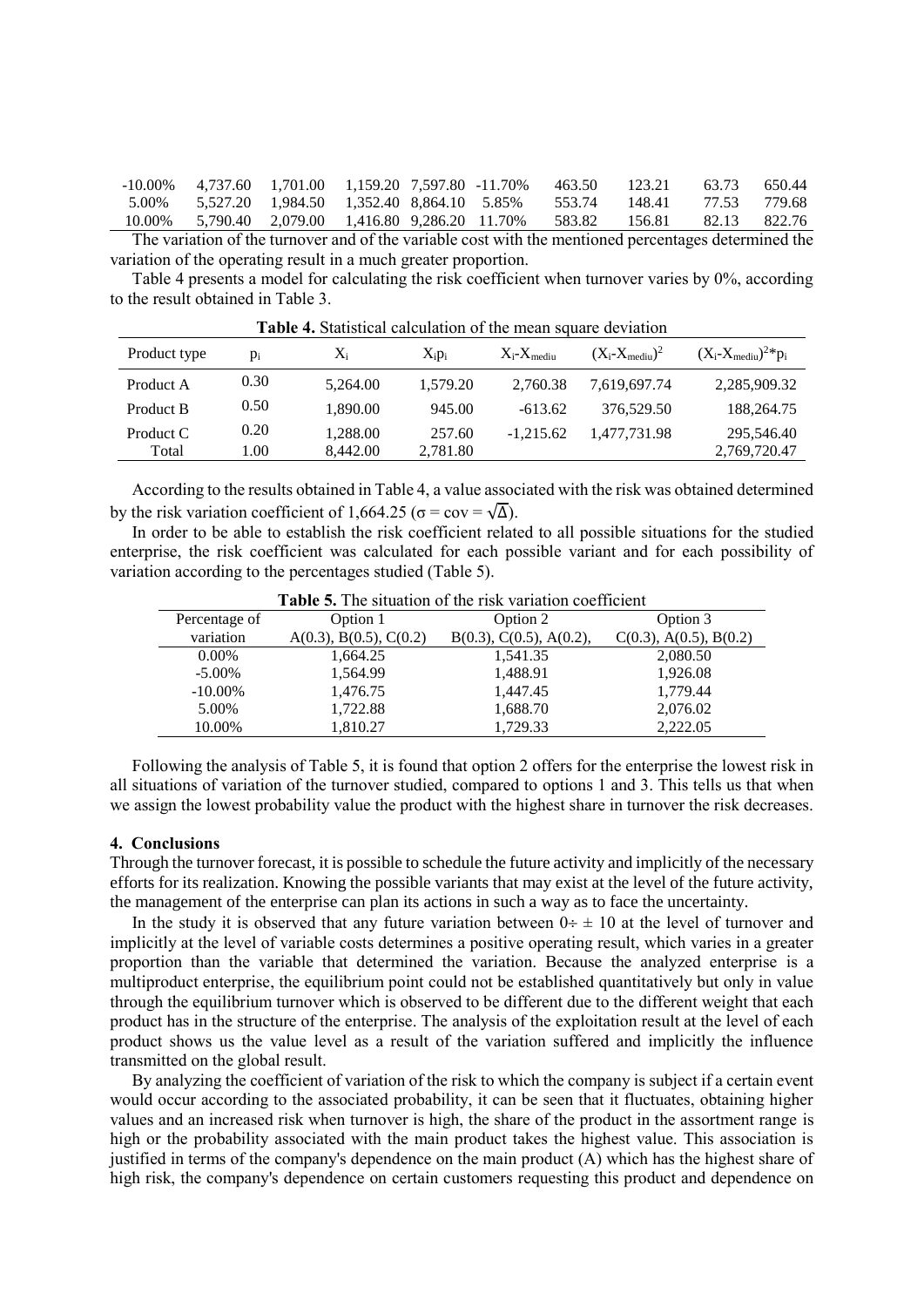| | | | | | | | | | |
|---|---|---|---|---|---|---|---|---|---|
| -10.00% | 4,737.60 | 1,701.00 | 1,159.20 | 7,597.80 | -11.70% | 463.50 | 123.21 | 63.73 | 650.44 |
| 5.00% | 5,527.20 | 1,984.50 | 1,352.40 | 8,864.10 | 5.85% | 553.74 | 148.41 | 77.53 | 779.68 |
| 10.00% | 5,790.40 | 2,079.00 | 1,416.80 | 9,286.20 | 11.70% | 583.82 | 156.81 | 82.13 | 822.76 |

The variation of the turnover and of the variable cost with the mentioned percentages determined the variation of the operating result in a much greater proportion.

Table 4 presents a model for calculating the risk coefficient when turnover varies by 0%, according to the result obtained in Table 3.

**Table 4.** Statistical calculation of the mean square deviation

| Product type | $p_i$ | $X_i$ | $X_ip_i$ | $X_i$-$X_{mediu}$ | $(X_i\text{-}X_{mediu})^2$ | $(X_i\text{-}X_{mediu})^2{*}p_i$ |
|---|---|---|---|---|---|---|
| Product A | 0.30 | 5,264.00 | 1,579.20 | 2,760.38 | 7,619,697.74 | 2,285,909.32 |
| Product B | 0.50 | 1,890.00 | 945.00 | -613.62 | 376,529.50 | 188,264.75 |
| Product C | 0.20 | 1,288.00 | 257.60 | -1,215.62 | 1,477,731.98 | 295,546.40 |
| Total | 1.00 | 8,442.00 | 2,781.80 | | | 2,769,720.47 |

According to the results obtained in Table 4, a value associated with the risk was obtained determined by the risk variation coefficient of 1,664.25 ($\sigma = \text{cov} = \sqrt{\Delta}$).

In order to be able to establish the risk coefficient related to all possible situations for the studied enterprise, the risk coefficient was calculated for each possible variant and for each possibility of variation according to the percentages studied (Table 5).

**Table 5.** The situation of the risk variation coefficient

| Percentage of variation | Option 1 A(0.3), B(0.5), C(0.2) | Option 2 B(0.3), C(0.5), A(0.2), | Option 3 C(0.3), A(0.5), B(0.2) |
|---|---|---|---|
| 0.00% | 1,664.25 | 1,541.35 | 2,080.50 |
| -5.00% | 1,564.99 | 1,488.91 | 1,926.08 |
| -10.00% | 1,476.75 | 1,447.45 | 1,779.44 |
| 5.00% | 1,722.88 | 1,688.70 | 2,076.02 |
| 10.00% | 1,810.27 | 1,729.33 | 2,222.05 |

Following the analysis of Table 5, it is found that option 2 offers for the enterprise the lowest risk in all situations of variation of the turnover studied, compared to options 1 and 3. This tells us that when we assign the lowest probability value the product with the highest share in turnover the risk decreases.

## 4. Conclusions

Through the turnover forecast, it is possible to schedule the future activity and implicitly of the necessary efforts for its realization. Knowing the possible variants that may exist at the level of the future activity, the management of the enterprise can plan its actions in such a way as to face the uncertainty.

In the study it is observed that any future variation between 0÷ ± 10 at the level of turnover and implicitly at the level of variable costs determines a positive operating result, which varies in a greater proportion than the variable that determined the variation. Because the analyzed enterprise is a multiproduct enterprise, the equilibrium point could not be established quantitatively but only in value through the equilibrium turnover which is observed to be different due to the different weight that each product has in the structure of the enterprise. The analysis of the exploitation result at the level of each product shows us the value level as a result of the variation suffered and implicitly the influence transmitted on the global result.

By analyzing the coefficient of variation of the risk to which the company is subject if a certain event would occur according to the associated probability, it can be seen that it fluctuates, obtaining higher values and an increased risk when turnover is high, the share of the product in the assortment range is high or the probability associated with the main product takes the highest value. This association is justified in terms of the company's dependence on the main product (A) which has the highest share of high risk, the company's dependence on certain customers requesting this product and dependence on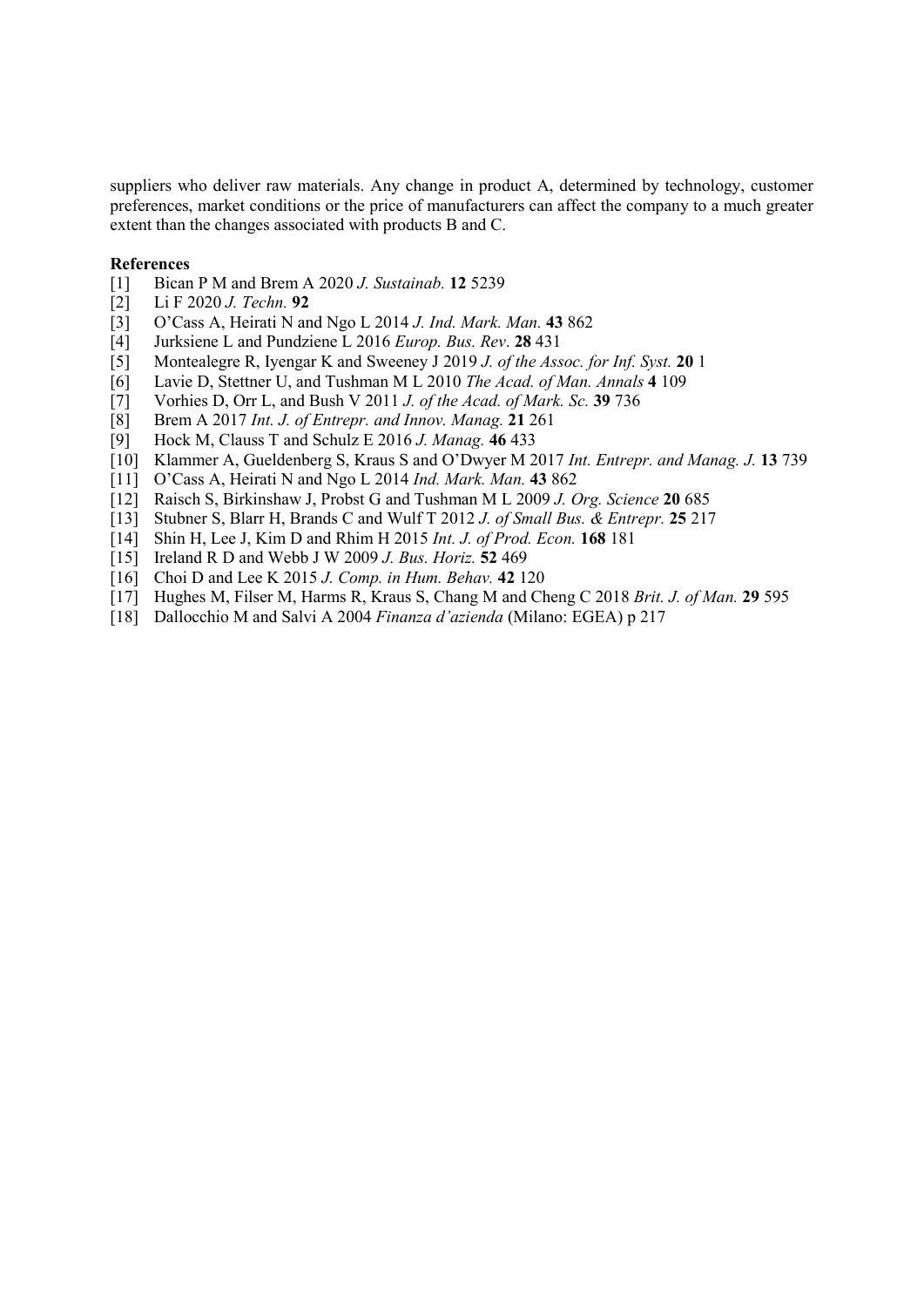suppliers who deliver raw materials. Any change in product A, determined by technology, customer preferences, market conditions or the price of manufacturers can affect the company to a much greater extent than the changes associated with products B and C.

**References**

[1] Bican P M and Brem A 2020 *J. Sustainab.* **12** 5239

[2] Li F 2020 *J. Techn.* **92**

[3] O'Cass A, Heirati N and Ngo L 2014 *J. Ind. Mark. Man.* **43** 862

[4] Jurksiene L and Pundziene L 2016 *Europ. Bus. Rev*. **28** 431

[5] Montealegre R, Iyengar K and Sweeney J 2019 *J. of the Assoc. for Inf. Syst.* **20** 1

[6] Lavie D, Stettner U, and Tushman M L 2010 *The Acad. of Man. Annals* **4** 109

[7] Vorhies D, Orr L, and Bush V 2011 *J. of the Acad. of Mark. Sc.* **39** 736

[8] Brem A 2017 *Int. J. of Entrepr. and Innov. Manag.* **21** 261

[9] Hock M, Clauss T and Schulz E 2016 *J. Manag.* **46** 433

[10] Klammer A, Gueldenberg S, Kraus S and O'Dwyer M 2017 *Int. Entrepr. and Manag. J.* **13** 739

[11] O'Cass A, Heirati N and Ngo L 2014 *Ind. Mark. Man.* **43** 862

[12] Raisch S, Birkinshaw J, Probst G and Tushman M L 2009 *J. Org. Science* **20** 685

[13] Stubner S, Blarr H, Brands C and Wulf T 2012 *J. of Small Bus. & Entrepr.* **25** 217

[14] Shin H, Lee J, Kim D and Rhim H 2015 *Int. J. of Prod. Econ.* **168** 181

[15] Ireland R D and Webb J W 2009 *J. Bus. Horiz.* **52** 469

[16] Choi D and Lee K 2015 *J. Comp. in Hum. Behav.* **42** 120

[17] Hughes M, Filser M, Harms R, Kraus S, Chang M and Cheng C 2018 *Brit. J. of Man.* **29** 595

[18] Dallocchio M and Salvi A 2004 *Finanza d'azienda* (Milano: EGEA) p 217